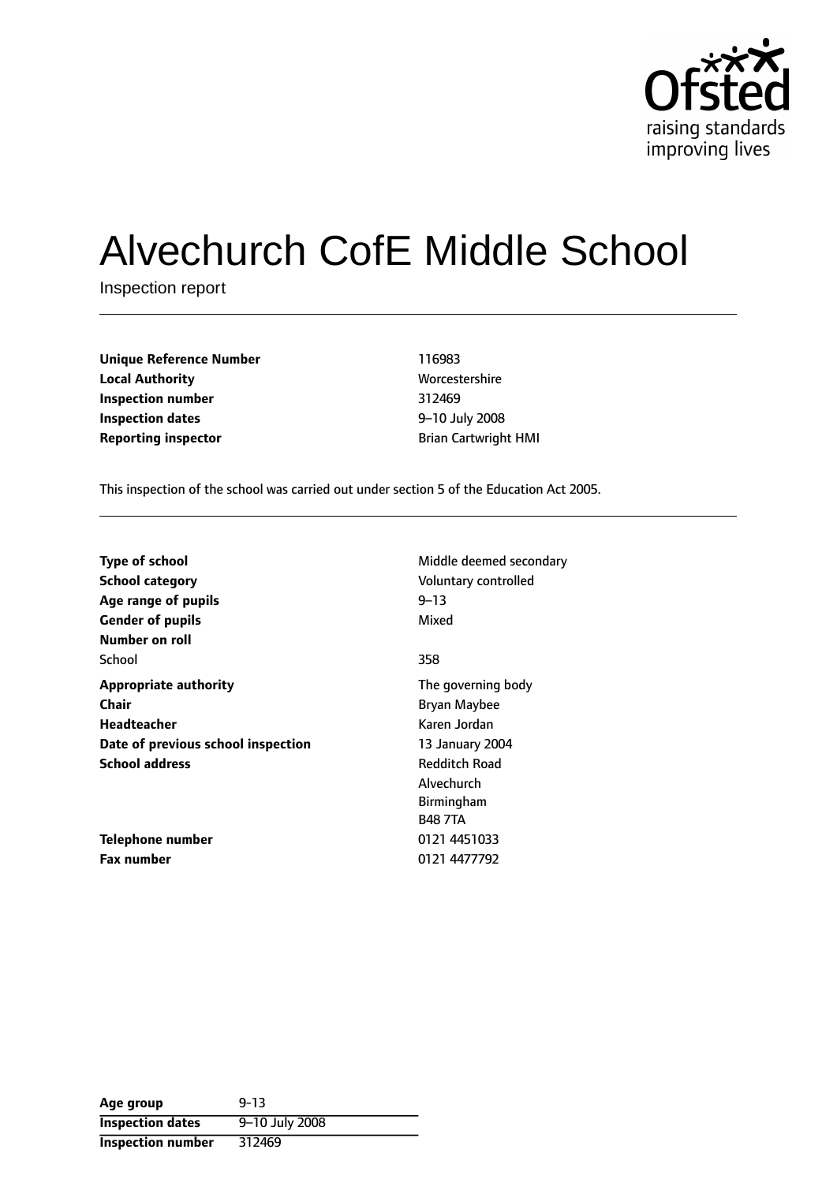# Alvechurch CofE Middle School

Inspection report

| | |
|---|---|
| **Unique Reference Number** | 116983 |
| **Local Authority** | Worcestershire |
| **Inspection number** | 312469 |
| **Inspection dates** | 9–10 July 2008 |
| **Reporting inspector** | Brian Cartwright HMI |

This inspection of the school was carried out under section 5 of the Education Act 2005.

| | |
|---|---|
| **Type of school** | Middle deemed secondary |
| **School category** | Voluntary controlled |
| **Age range of pupils** | 9–13 |
| **Gender of pupils** | Mixed |
| **Number on roll** | |
| School | 358 |
| **Appropriate authority** | The governing body |
| **Chair** | Bryan Maybee |
| **Headteacher** | Karen Jordan |
| **Date of previous school inspection** | 13 January 2004 |
| **School address** | Redditch Road<br>Alvechurch<br>Birmingham<br>B48 7TA |
| **Telephone number** | 0121 4451033 |
| **Fax number** | 0121 4477792 |

| | |
|---|---|
| **Age group** | 9-13 |
| **Inspection dates** | 9–10 July 2008 |
| **Inspection number** | 312469 |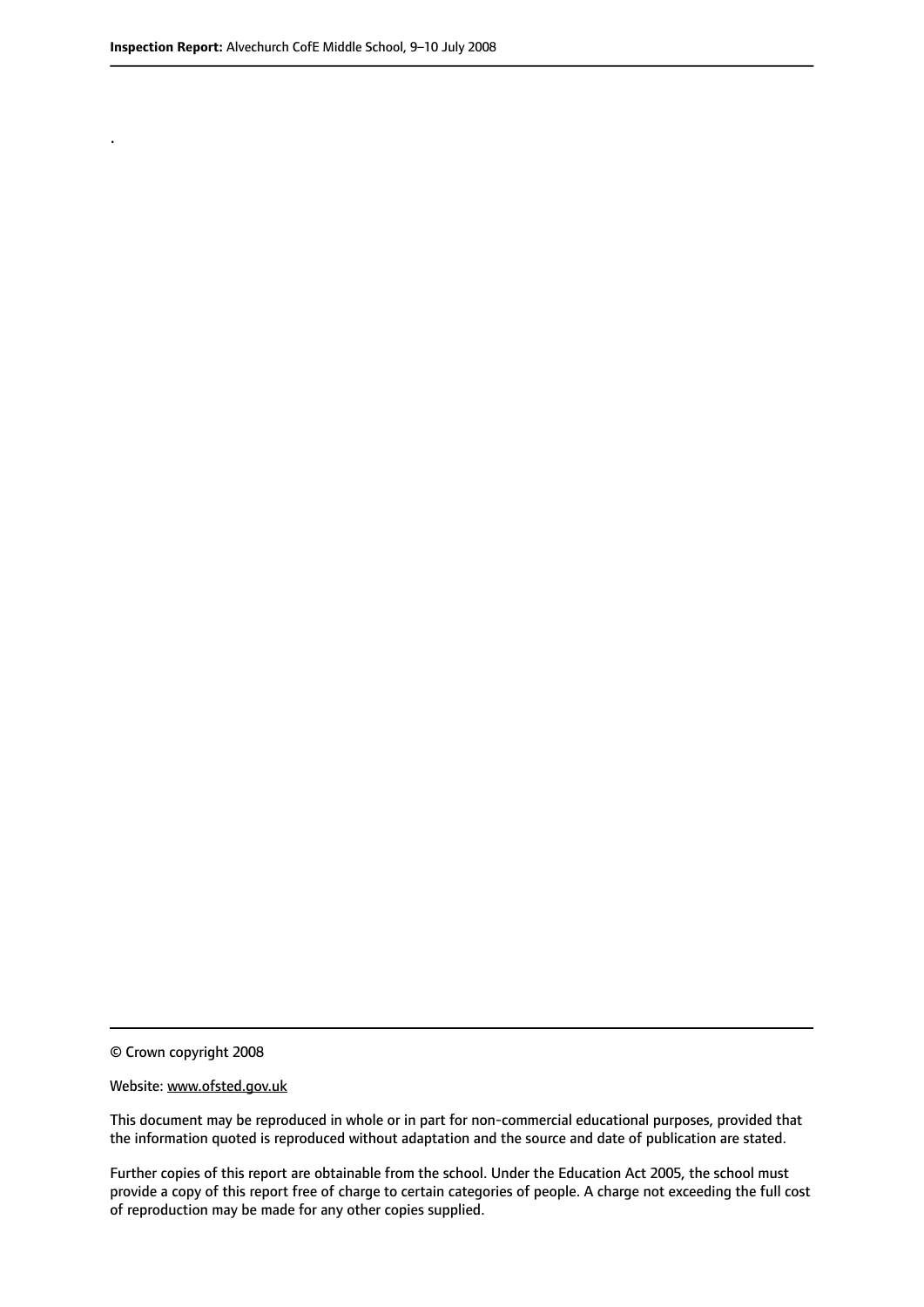.

© Crown copyright 2008

Website: www.ofsted.gov.uk

This document may be reproduced in whole or in part for non-commercial educational purposes, provided that the information quoted is reproduced without adaptation and the source and date of publication are stated.

Further copies of this report are obtainable from the school. Under the Education Act 2005, the school must provide a copy of this report free of charge to certain categories of people. A charge not exceeding the full cost of reproduction may be made for any other copies supplied.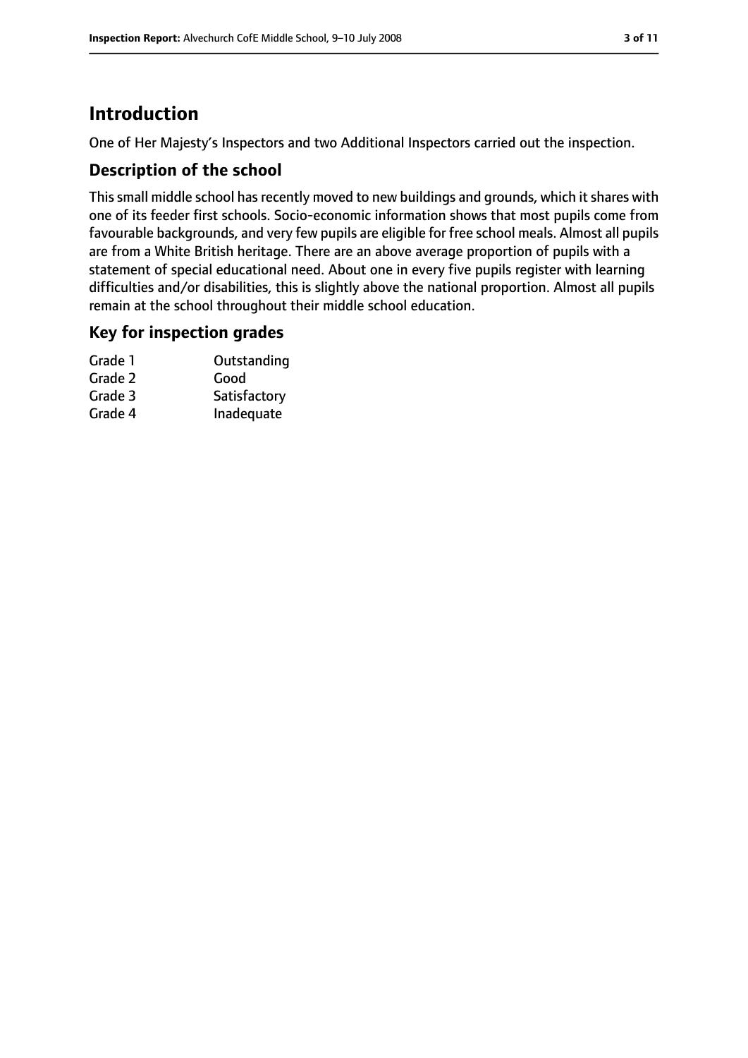## Introduction

One of Her Majesty's Inspectors and two Additional Inspectors carried out the inspection.

### Description of the school

This small middle school has recently moved to new buildings and grounds, which it shares with one of its feeder first schools. Socio-economic information shows that most pupils come from favourable backgrounds, and very few pupils are eligible for free school meals. Almost all pupils are from a White British heritage. There are an above average proportion of pupils with a statement of special educational need. About one in every five pupils register with learning difficulties and/or disabilities, this is slightly above the national proportion. Almost all pupils remain at the school throughout their middle school education.

### Key for inspection grades

| | |
|---|---|
| Grade 1 | Outstanding |
| Grade 2 | Good |
| Grade 3 | Satisfactory |
| Grade 4 | Inadequate |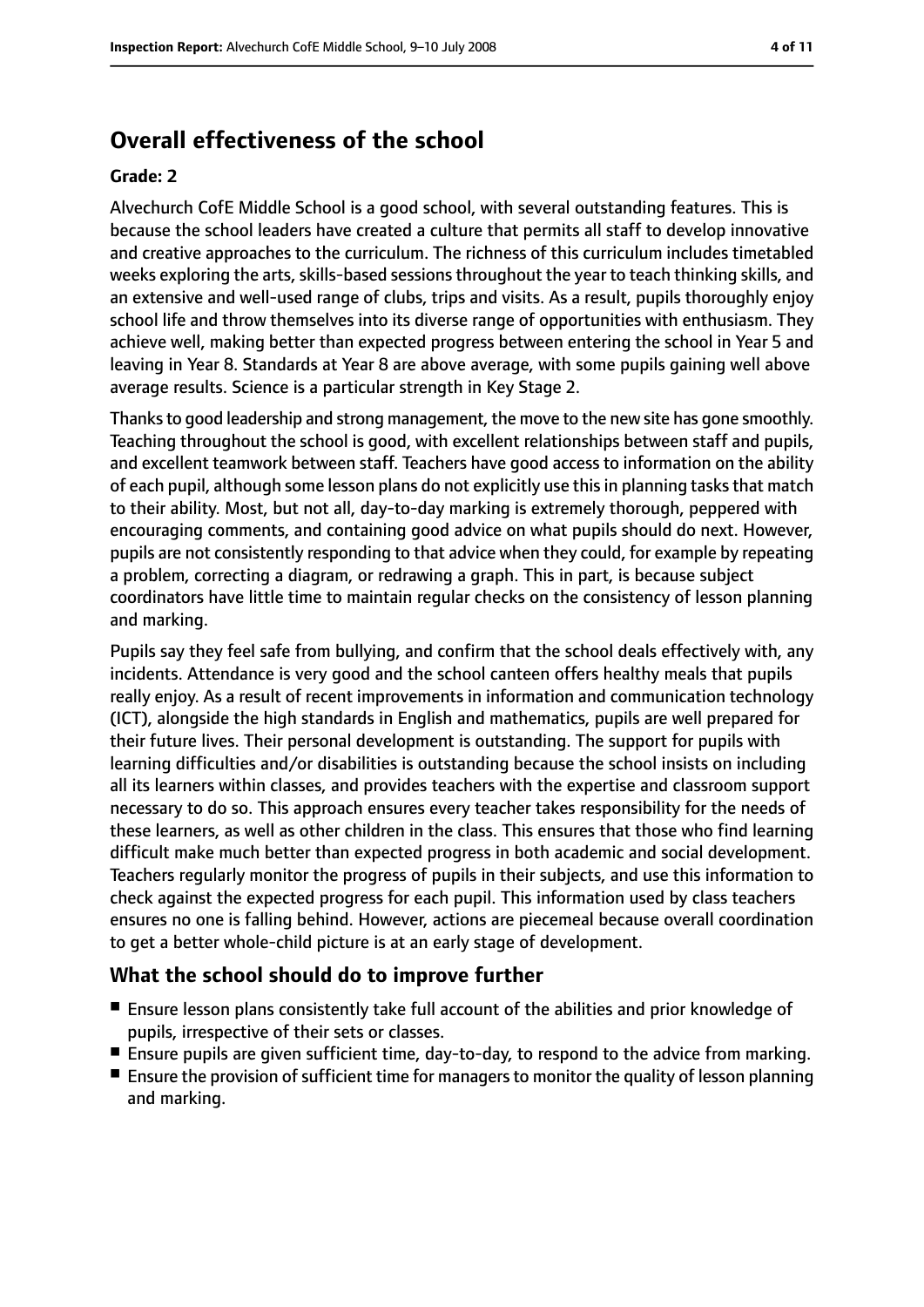## Overall effectiveness of the school

**Grade: 2**

Alvechurch CofE Middle School is a good school, with several outstanding features. This is because the school leaders have created a culture that permits all staff to develop innovative and creative approaches to the curriculum. The richness of this curriculum includes timetabled weeks exploring the arts, skills-based sessions throughout the year to teach thinking skills, and an extensive and well-used range of clubs, trips and visits. As a result, pupils thoroughly enjoy school life and throw themselves into its diverse range of opportunities with enthusiasm. They achieve well, making better than expected progress between entering the school in Year 5 and leaving in Year 8. Standards at Year 8 are above average, with some pupils gaining well above average results. Science is a particular strength in Key Stage 2.

Thanks to good leadership and strong management, the move to the new site has gone smoothly. Teaching throughout the school is good, with excellent relationships between staff and pupils, and excellent teamwork between staff. Teachers have good access to information on the ability of each pupil, although some lesson plans do not explicitly use this in planning tasks that match to their ability. Most, but not all, day-to-day marking is extremely thorough, peppered with encouraging comments, and containing good advice on what pupils should do next. However, pupils are not consistently responding to that advice when they could, for example by repeating a problem, correcting a diagram, or redrawing a graph. This in part, is because subject coordinators have little time to maintain regular checks on the consistency of lesson planning and marking.

Pupils say they feel safe from bullying, and confirm that the school deals effectively with, any incidents. Attendance is very good and the school canteen offers healthy meals that pupils really enjoy. As a result of recent improvements in information and communication technology (ICT), alongside the high standards in English and mathematics, pupils are well prepared for their future lives. Their personal development is outstanding. The support for pupils with learning difficulties and/or disabilities is outstanding because the school insists on including all its learners within classes, and provides teachers with the expertise and classroom support necessary to do so. This approach ensures every teacher takes responsibility for the needs of these learners, as well as other children in the class. This ensures that those who find learning difficult make much better than expected progress in both academic and social development. Teachers regularly monitor the progress of pupils in their subjects, and use this information to check against the expected progress for each pupil. This information used by class teachers ensures no one is falling behind. However, actions are piecemeal because overall coordination to get a better whole-child picture is at an early stage of development.

### What the school should do to improve further

- Ensure lesson plans consistently take full account of the abilities and prior knowledge of pupils, irrespective of their sets or classes.
- Ensure pupils are given sufficient time, day-to-day, to respond to the advice from marking.
- Ensure the provision of sufficient time for managers to monitor the quality of lesson planning and marking.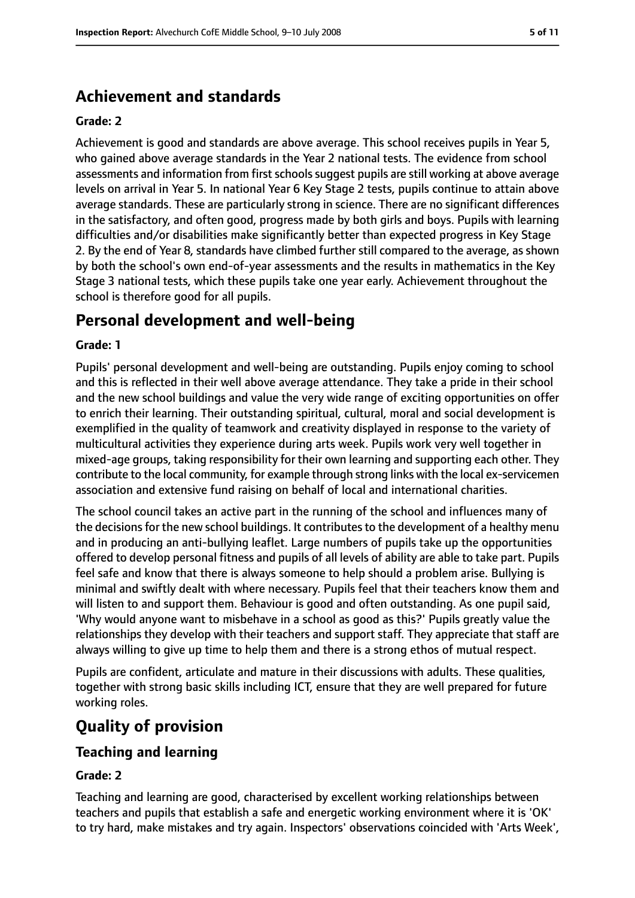## Achievement and standards

**Grade: 2**

Achievement is good and standards are above average. This school receives pupils in Year 5, who gained above average standards in the Year 2 national tests. The evidence from school assessments and information from first schools suggest pupils are still working at above average levels on arrival in Year 5. In national Year 6 Key Stage 2 tests, pupils continue to attain above average standards. These are particularly strong in science. There are no significant differences in the satisfactory, and often good, progress made by both girls and boys. Pupils with learning difficulties and/or disabilities make significantly better than expected progress in Key Stage 2. By the end of Year 8, standards have climbed further still compared to the average, as shown by both the school's own end-of-year assessments and the results in mathematics in the Key Stage 3 national tests, which these pupils take one year early. Achievement throughout the school is therefore good for all pupils.

## Personal development and well-being

**Grade: 1**

Pupils' personal development and well-being are outstanding. Pupils enjoy coming to school and this is reflected in their well above average attendance. They take a pride in their school and the new school buildings and value the very wide range of exciting opportunities on offer to enrich their learning. Their outstanding spiritual, cultural, moral and social development is exemplified in the quality of teamwork and creativity displayed in response to the variety of multicultural activities they experience during arts week. Pupils work very well together in mixed-age groups, taking responsibility for their own learning and supporting each other. They contribute to the local community, for example through strong links with the local ex-servicemen association and extensive fund raising on behalf of local and international charities.

The school council takes an active part in the running of the school and influences many of the decisions for the new school buildings. It contributes to the development of a healthy menu and in producing an anti-bullying leaflet. Large numbers of pupils take up the opportunities offered to develop personal fitness and pupils of all levels of ability are able to take part. Pupils feel safe and know that there is always someone to help should a problem arise. Bullying is minimal and swiftly dealt with where necessary. Pupils feel that their teachers know them and will listen to and support them. Behaviour is good and often outstanding. As one pupil said, 'Why would anyone want to misbehave in a school as good as this?' Pupils greatly value the relationships they develop with their teachers and support staff. They appreciate that staff are always willing to give up time to help them and there is a strong ethos of mutual respect.

Pupils are confident, articulate and mature in their discussions with adults. These qualities, together with strong basic skills including ICT, ensure that they are well prepared for future working roles.

# Quality of provision

## Teaching and learning

**Grade: 2**

Teaching and learning are good, characterised by excellent working relationships between teachers and pupils that establish a safe and energetic working environment where it is 'OK' to try hard, make mistakes and try again. Inspectors' observations coincided with 'Arts Week',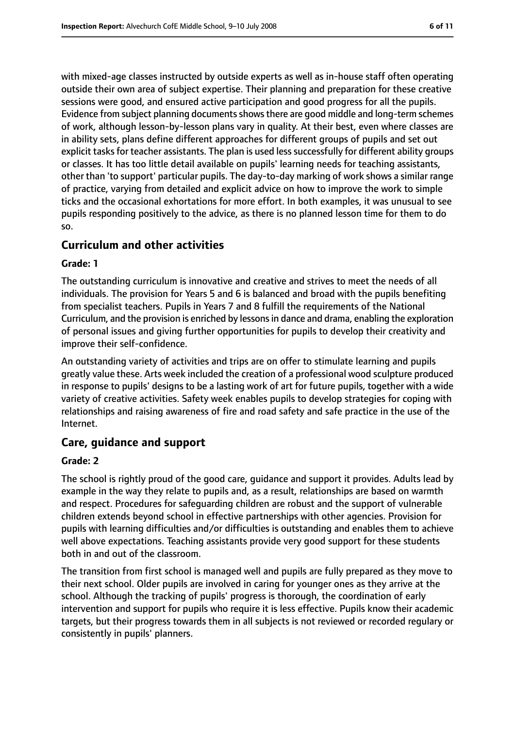with mixed-age classes instructed by outside experts as well as in-house staff often operating outside their own area of subject expertise. Their planning and preparation for these creative sessions were good, and ensured active participation and good progress for all the pupils. Evidence from subject planning documents shows there are good middle and long-term schemes of work, although lesson-by-lesson plans vary in quality. At their best, even where classes are in ability sets, plans define different approaches for different groups of pupils and set out explicit tasks for teacher assistants. The plan is used less successfully for different ability groups or classes. It has too little detail available on pupils' learning needs for teaching assistants, other than 'to support' particular pupils. The day-to-day marking of work shows a similar range of practice, varying from detailed and explicit advice on how to improve the work to simple ticks and the occasional exhortations for more effort. In both examples, it was unusual to see pupils responding positively to the advice, as there is no planned lesson time for them to do so.

## Curriculum and other activities

**Grade: 1**

The outstanding curriculum is innovative and creative and strives to meet the needs of all individuals. The provision for Years 5 and 6 is balanced and broad with the pupils benefiting from specialist teachers. Pupils in Years 7 and 8 fulfill the requirements of the National Curriculum, and the provision is enriched by lessons in dance and drama, enabling the exploration of personal issues and giving further opportunities for pupils to develop their creativity and improve their self-confidence.

An outstanding variety of activities and trips are on offer to stimulate learning and pupils greatly value these. Arts week included the creation of a professional wood sculpture produced in response to pupils' designs to be a lasting work of art for future pupils, together with a wide variety of creative activities. Safety week enables pupils to develop strategies for coping with relationships and raising awareness of fire and road safety and safe practice in the use of the Internet.

## Care, guidance and support

**Grade: 2**

The school is rightly proud of the good care, guidance and support it provides. Adults lead by example in the way they relate to pupils and, as a result, relationships are based on warmth and respect. Procedures for safeguarding children are robust and the support of vulnerable children extends beyond school in effective partnerships with other agencies. Provision for pupils with learning difficulties and/or difficulties is outstanding and enables them to achieve well above expectations. Teaching assistants provide very good support for these students both in and out of the classroom.

The transition from first school is managed well and pupils are fully prepared as they move to their next school. Older pupils are involved in caring for younger ones as they arrive at the school. Although the tracking of pupils' progress is thorough, the coordination of early intervention and support for pupils who require it is less effective. Pupils know their academic targets, but their progress towards them in all subjects is not reviewed or recorded regulary or consistently in pupils' planners.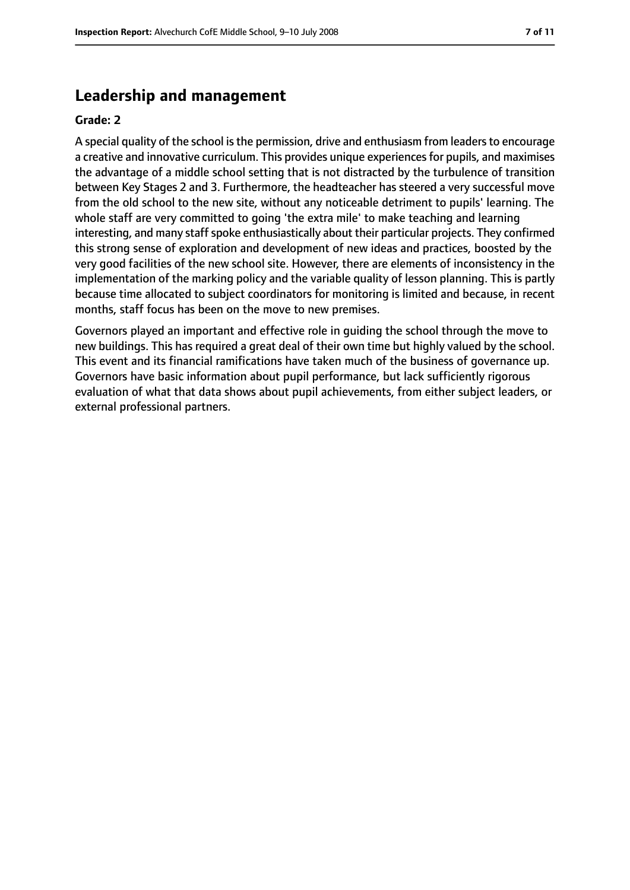## Leadership and management

**Grade: 2**

A special quality of the school is the permission, drive and enthusiasm from leaders to encourage a creative and innovative curriculum. This provides unique experiences for pupils, and maximises the advantage of a middle school setting that is not distracted by the turbulence of transition between Key Stages 2 and 3. Furthermore, the headteacher has steered a very successful move from the old school to the new site, without any noticeable detriment to pupils' learning. The whole staff are very committed to going 'the extra mile' to make teaching and learning interesting, and many staff spoke enthusiastically about their particular projects. They confirmed this strong sense of exploration and development of new ideas and practices, boosted by the very good facilities of the new school site. However, there are elements of inconsistency in the implementation of the marking policy and the variable quality of lesson planning. This is partly because time allocated to subject coordinators for monitoring is limited and because, in recent months, staff focus has been on the move to new premises.

Governors played an important and effective role in guiding the school through the move to new buildings. This has required a great deal of their own time but highly valued by the school. This event and its financial ramifications have taken much of the business of governance up. Governors have basic information about pupil performance, but lack sufficiently rigorous evaluation of what that data shows about pupil achievements, from either subject leaders, or external professional partners.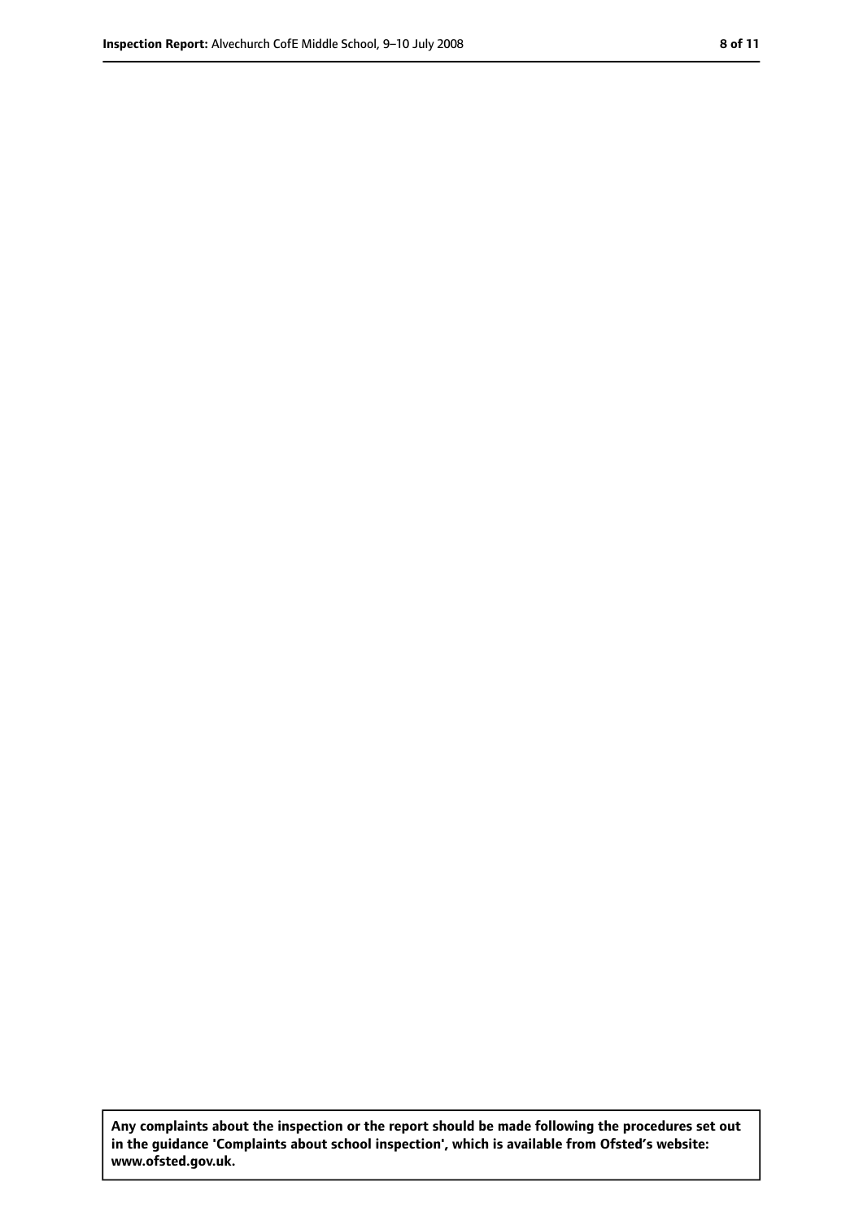**Any complaints about the inspection or the report should be made following the procedures set out in the guidance 'Complaints about school inspection', which is available from Ofsted's website: www.ofsted.gov.uk.**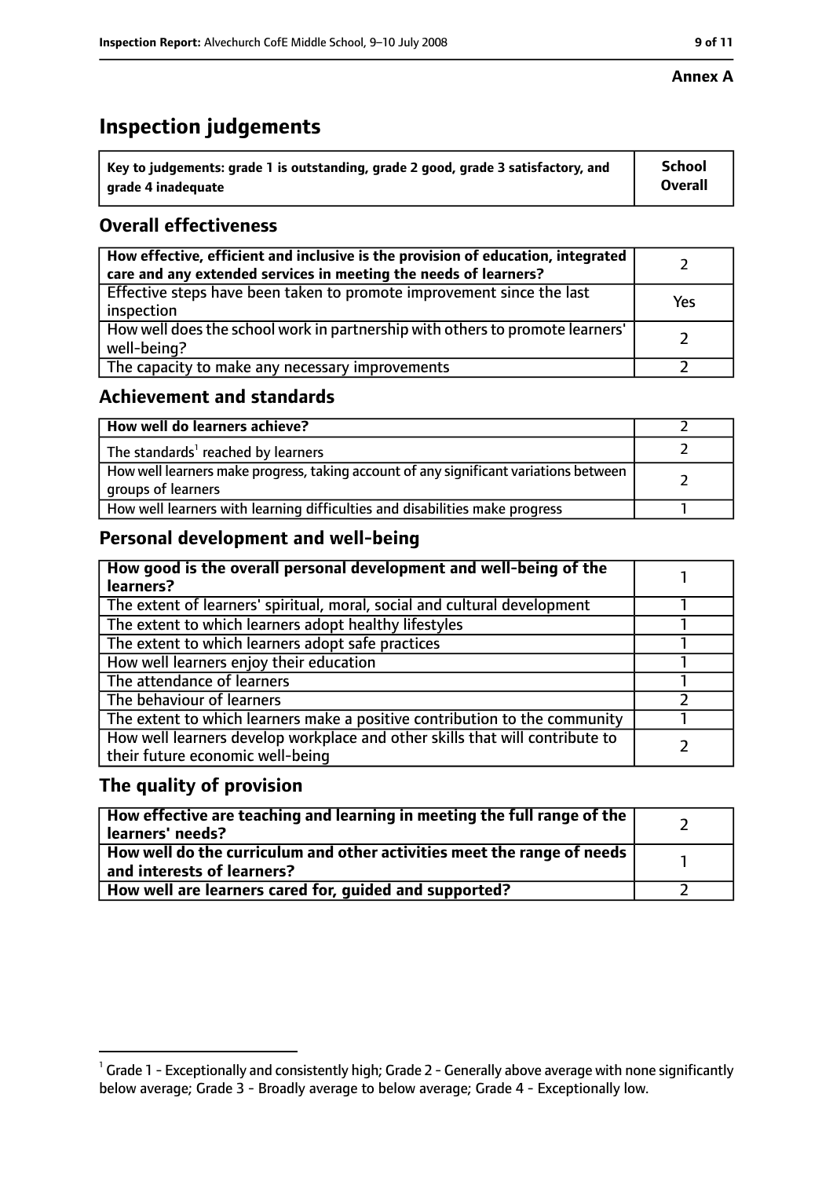**Annex A**

# Inspection judgements

| Key to judgements: grade 1 is outstanding, grade 2 good, grade 3 satisfactory, and grade 4 inadequate | School Overall |
|---|---|

## Overall effectiveness

| | |
|---|---|
| How effective, efficient and inclusive is the provision of education, integrated care and any extended services in meeting the needs of learners? | 2 |
| Effective steps have been taken to promote improvement since the last inspection | Yes |
| How well does the school work in partnership with others to promote learners' well-being? | 2 |
| The capacity to make any necessary improvements | 2 |

## Achievement and standards

| | |
|---|---|
| How well do learners achieve? | 2 |
| The standards[1] reached by learners | 2 |
| How well learners make progress, taking account of any significant variations between groups of learners | 2 |
| How well learners with learning difficulties and disabilities make progress | 1 |

## Personal development and well-being

| | |
|---|---|
| How good is the overall personal development and well-being of the learners? | 1 |
| The extent of learners' spiritual, moral, social and cultural development | 1 |
| The extent to which learners adopt healthy lifestyles | 1 |
| The extent to which learners adopt safe practices | 1 |
| How well learners enjoy their education | 1 |
| The attendance of learners | 1 |
| The behaviour of learners | 2 |
| The extent to which learners make a positive contribution to the community | 1 |
| How well learners develop workplace and other skills that will contribute to their future economic well-being | 2 |

## The quality of provision

| | |
|---|---|
| How effective are teaching and learning in meeting the full range of the learners' needs? | 2 |
| How well do the curriculum and other activities meet the range of needs and interests of learners? | 1 |
| How well are learners cared for, guided and supported? | 2 |

[1] Grade 1 - Exceptionally and consistently high; Grade 2 - Generally above average with none significantly below average; Grade 3 - Broadly average to below average; Grade 4 - Exceptionally low.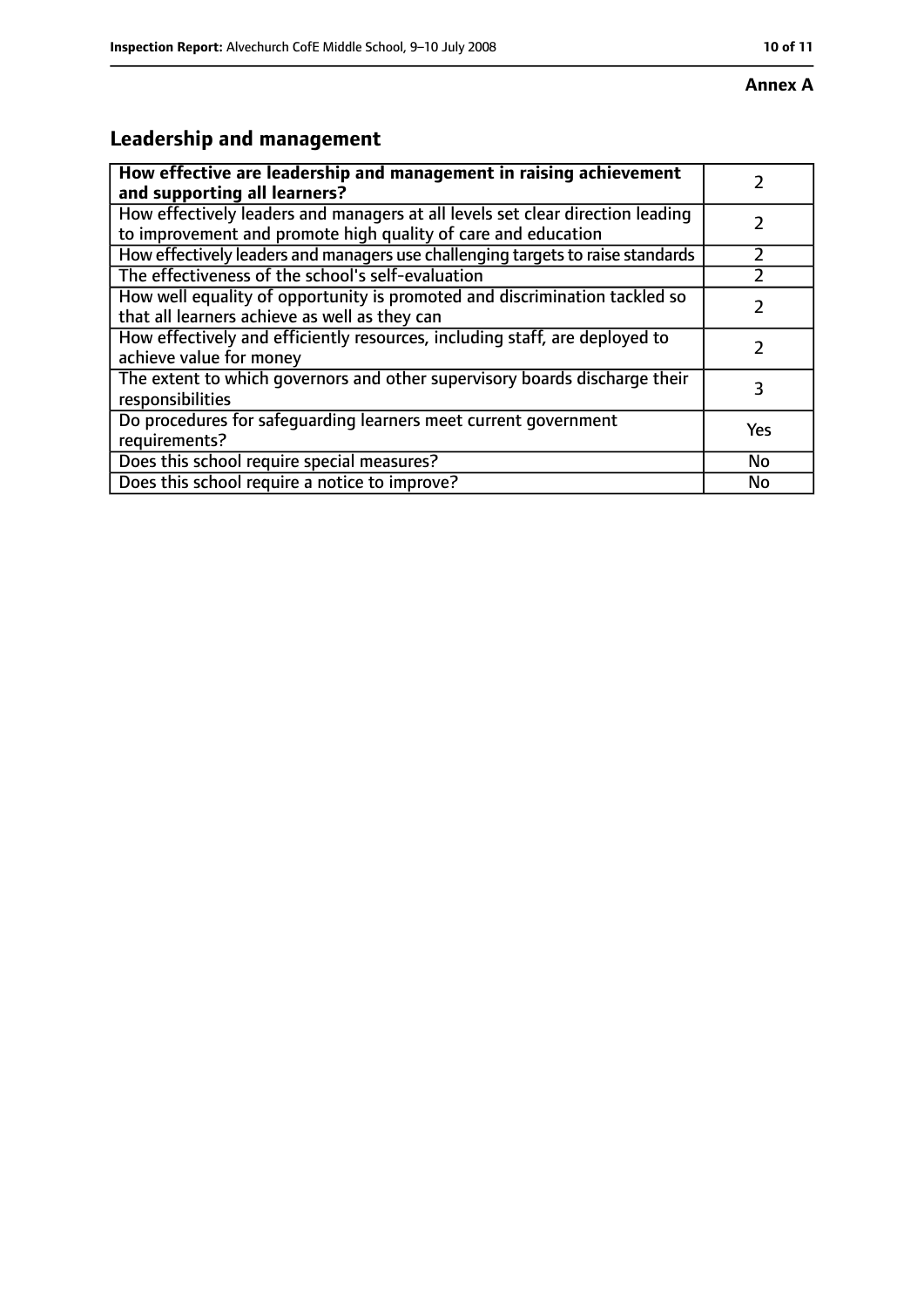**Annex A**

## Leadership and management

| **How effective are leadership and management in raising achievement and supporting all learners?** | 2 |
|---|---|
| How effectively leaders and managers at all levels set clear direction leading to improvement and promote high quality of care and education | 2 |
| How effectively leaders and managers use challenging targets to raise standards | 2 |
| The effectiveness of the school's self-evaluation | 2 |
| How well equality of opportunity is promoted and discrimination tackled so that all learners achieve as well as they can | 2 |
| How effectively and efficiently resources, including staff, are deployed to achieve value for money | 2 |
| The extent to which governors and other supervisory boards discharge their responsibilities | 3 |
| Do procedures for safeguarding learners meet current government requirements? | Yes |
| Does this school require special measures? | No |
| Does this school require a notice to improve? | No |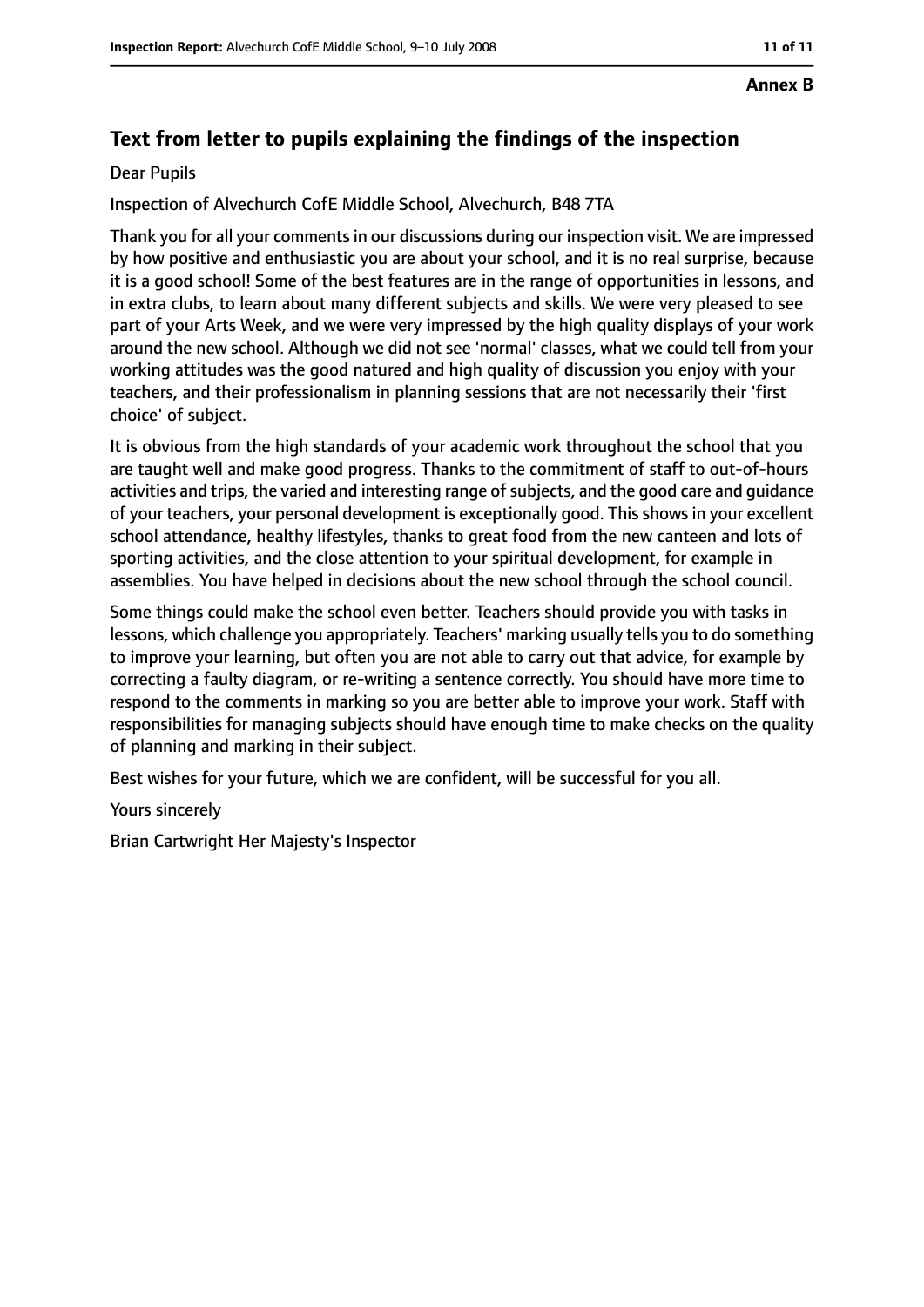**Annex B**

## Text from letter to pupils explaining the findings of the inspection

Dear Pupils

Inspection of Alvechurch CofE Middle School, Alvechurch, B48 7TA

Thank you for all your comments in our discussions during our inspection visit. We are impressed by how positive and enthusiastic you are about your school, and it is no real surprise, because it is a good school! Some of the best features are in the range of opportunities in lessons, and in extra clubs, to learn about many different subjects and skills. We were very pleased to see part of your Arts Week, and we were very impressed by the high quality displays of your work around the new school. Although we did not see 'normal' classes, what we could tell from your working attitudes was the good natured and high quality of discussion you enjoy with your teachers, and their professionalism in planning sessions that are not necessarily their 'first choice' of subject.

It is obvious from the high standards of your academic work throughout the school that you are taught well and make good progress. Thanks to the commitment of staff to out-of-hours activities and trips, the varied and interesting range of subjects, and the good care and guidance of your teachers, your personal development is exceptionally good. This shows in your excellent school attendance, healthy lifestyles, thanks to great food from the new canteen and lots of sporting activities, and the close attention to your spiritual development, for example in assemblies. You have helped in decisions about the new school through the school council.

Some things could make the school even better. Teachers should provide you with tasks in lessons, which challenge you appropriately. Teachers' marking usually tells you to do something to improve your learning, but often you are not able to carry out that advice, for example by correcting a faulty diagram, or re-writing a sentence correctly. You should have more time to respond to the comments in marking so you are better able to improve your work. Staff with responsibilities for managing subjects should have enough time to make checks on the quality of planning and marking in their subject.

Best wishes for your future, which we are confident, will be successful for you all.

Yours sincerely

Brian Cartwright Her Majesty's Inspector